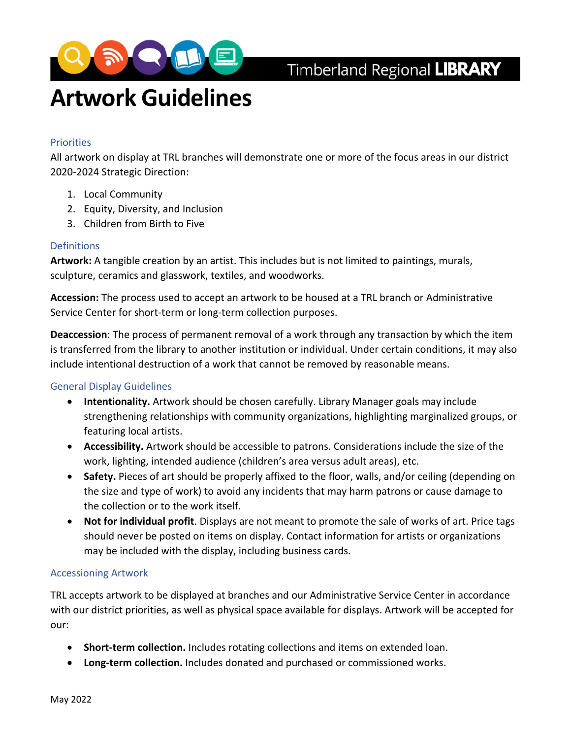Timberland Regional **LIBRARY**

# Artwork Guidelines

## Priorities

All artwork on display at TRL branches will demonstrate one or more of the focus areas in our district 2020-2024 Strategic Direction:

1. Local Community
2. Equity, Diversity, and Inclusion
3. Children from Birth to Five

## Definitions

**Artwork:** A tangible creation by an artist. This includes but is not limited to paintings, murals, sculpture, ceramics and glasswork, textiles, and woodworks.

**Accession:** The process used to accept an artwork to be housed at a TRL branch or Administrative Service Center for short-term or long-term collection purposes.

**Deaccession**: The process of permanent removal of a work through any transaction by which the item is transferred from the library to another institution or individual. Under certain conditions, it may also include intentional destruction of a work that cannot be removed by reasonable means.

## General Display Guidelines

- **Intentionality.** Artwork should be chosen carefully. Library Manager goals may include strengthening relationships with community organizations, highlighting marginalized groups, or featuring local artists.
- **Accessibility.** Artwork should be accessible to patrons. Considerations include the size of the work, lighting, intended audience (children's area versus adult areas), etc.
- **Safety.** Pieces of art should be properly affixed to the floor, walls, and/or ceiling (depending on the size and type of work) to avoid any incidents that may harm patrons or cause damage to the collection or to the work itself.
- **Not for individual profit**. Displays are not meant to promote the sale of works of art. Price tags should never be posted on items on display. Contact information for artists or organizations may be included with the display, including business cards.

## Accessioning Artwork

TRL accepts artwork to be displayed at branches and our Administrative Service Center in accordance with our district priorities, as well as physical space available for displays. Artwork will be accepted for our:

- **Short-term collection.** Includes rotating collections and items on extended loan.
- **Long-term collection.** Includes donated and purchased or commissioned works.

May 2022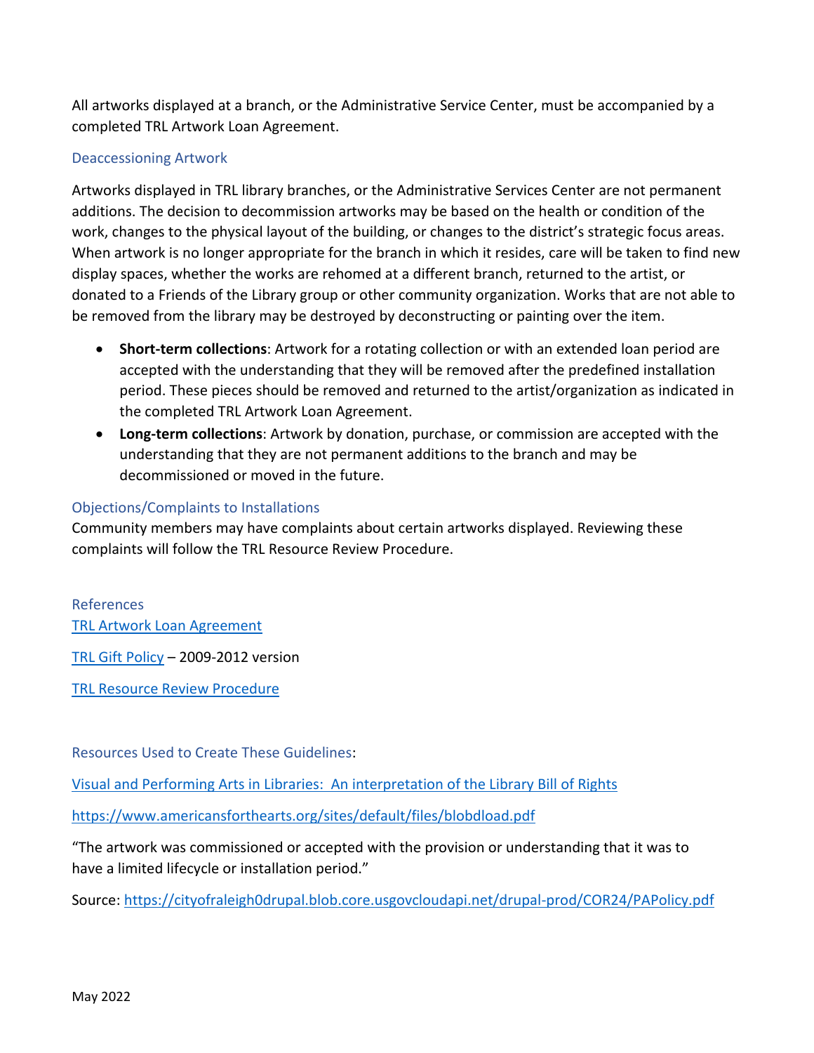All artworks displayed at a branch, or the Administrative Service Center, must be accompanied by a completed TRL Artwork Loan Agreement.

### Deaccessioning Artwork

Artworks displayed in TRL library branches, or the Administrative Services Center are not permanent additions. The decision to decommission artworks may be based on the health or condition of the work, changes to the physical layout of the building, or changes to the district's strategic focus areas. When artwork is no longer appropriate for the branch in which it resides, care will be taken to find new display spaces, whether the works are rehomed at a different branch, returned to the artist, or donated to a Friends of the Library group or other community organization. Works that are not able to be removed from the library may be destroyed by deconstructing or painting over the item.

- **Short-term collections**: Artwork for a rotating collection or with an extended loan period are accepted with the understanding that they will be removed after the predefined installation period. These pieces should be removed and returned to the artist/organization as indicated in the completed TRL Artwork Loan Agreement.
- **Long-term collections**: Artwork by donation, purchase, or commission are accepted with the understanding that they are not permanent additions to the branch and may be decommissioned or moved in the future.

### Objections/Complaints to Installations

Community members may have complaints about certain artworks displayed. Reviewing these complaints will follow the TRL Resource Review Procedure.

### References

TRL Artwork Loan Agreement

TRL Gift Policy – 2009-2012 version

TRL Resource Review Procedure

### Resources Used to Create These Guidelines:

Visual and Performing Arts in Libraries: An interpretation of the Library Bill of Rights

https://www.americansforthearts.org/sites/default/files/blobdload.pdf

"The artwork was commissioned or accepted with the provision or understanding that it was to have a limited lifecycle or installation period."

Source: https://cityofraleigh0drupal.blob.core.usgovcloudapi.net/drupal-prod/COR24/PAPolicy.pdf

May 2022